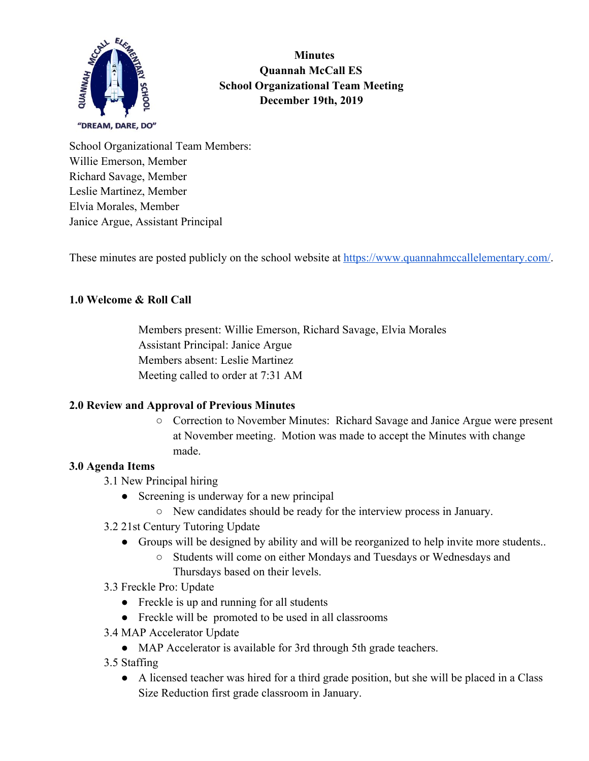**Minutes**
**Quannah McCall ES**
**School Organizational Team Meeting**
**December 19th, 2019**

"DREAM, DARE, DO"

School Organizational Team Members:
Willie Emerson, Member
Richard Savage, Member
Leslie Martinez, Member
Elvia Morales, Member
Janice Argue, Assistant Principal

These minutes are posted publicly on the school website at [https://www.quannahmccallelementary.com/](https://www.quannahmccallelementary.com/).

## 1.0 Welcome & Roll Call

Members present: Willie Emerson, Richard Savage, Elvia Morales
Assistant Principal: Janice Argue
Members absent: Leslie Martinez
Meeting called to order at 7:31 AM

## 2.0 Review and Approval of Previous Minutes

- Correction to November Minutes: Richard Savage and Janice Argue were present at November meeting. Motion was made to accept the Minutes with change made.

## 3.0 Agenda Items

3.1 New Principal hiring

- Screening is underway for a new principal
  - New candidates should be ready for the interview process in January.

3.2 21st Century Tutoring Update

- Groups will be designed by ability and will be reorganized to help invite more students..
  - Students will come on either Mondays and Tuesdays or Wednesdays and Thursdays based on their levels.

3.3 Freckle Pro: Update

- Freckle is up and running for all students
- Freckle will be promoted to be used in all classrooms

3.4 MAP Accelerator Update

- MAP Accelerator is available for 3rd through 5th grade teachers.

3.5 Staffing

- A licensed teacher was hired for a third grade position, but she will be placed in a Class Size Reduction first grade classroom in January.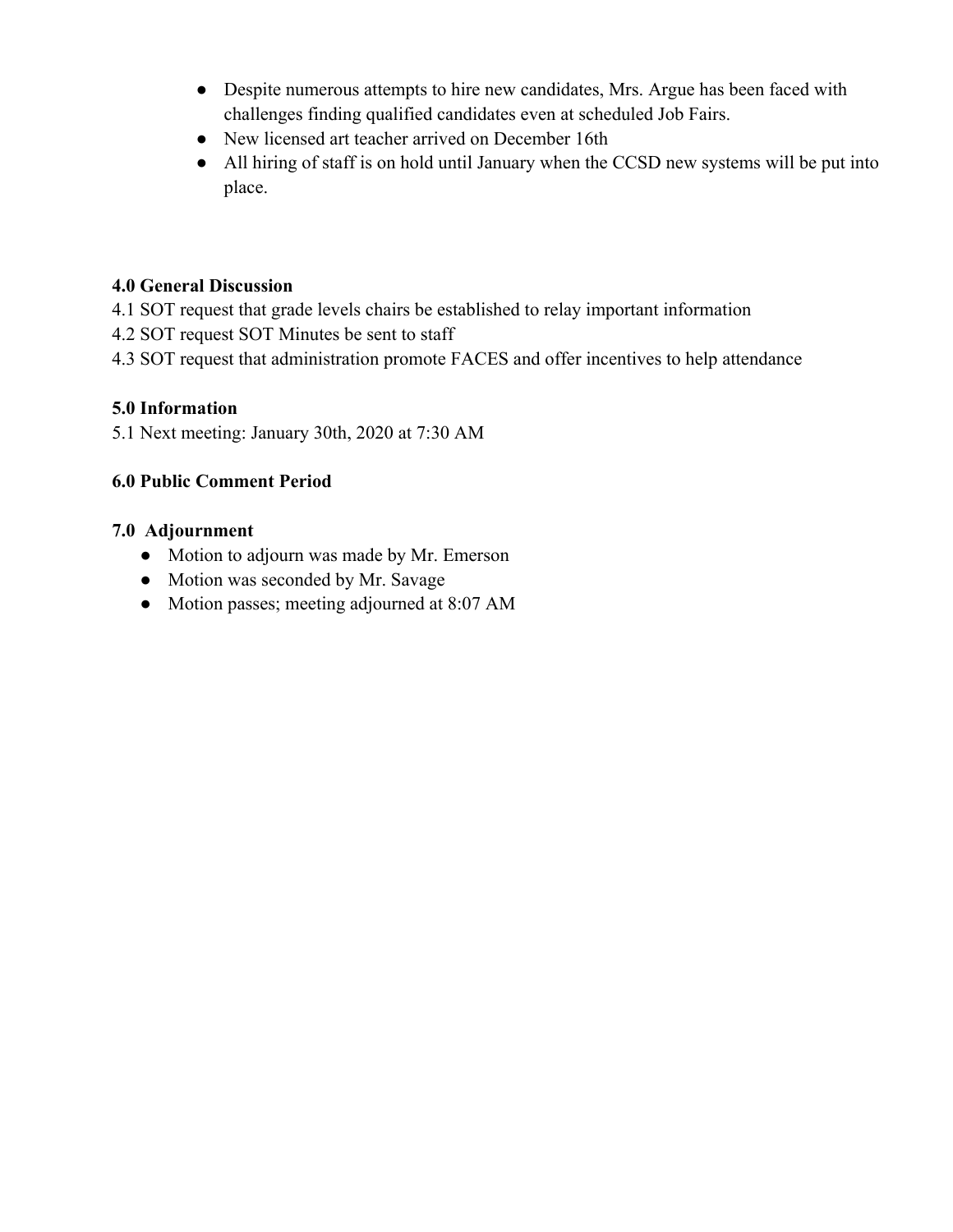- Despite numerous attempts to hire new candidates, Mrs. Argue has been faced with challenges finding qualified candidates even at scheduled Job Fairs.
- New licensed art teacher arrived on December 16th
- All hiring of staff is on hold until January when the CCSD new systems will be put into place.

**4.0 General Discussion**

4.1 SOT request that grade levels chairs be established to relay important information

4.2 SOT request SOT Minutes be sent to staff

4.3 SOT request that administration promote FACES and offer incentives to help attendance

**5.0 Information**

5.1 Next meeting: January 30th, 2020 at 7:30 AM

**6.0 Public Comment Period**

**7.0 Adjournment**

- Motion to adjourn was made by Mr. Emerson
- Motion was seconded by Mr. Savage
- Motion passes; meeting adjourned at 8:07 AM